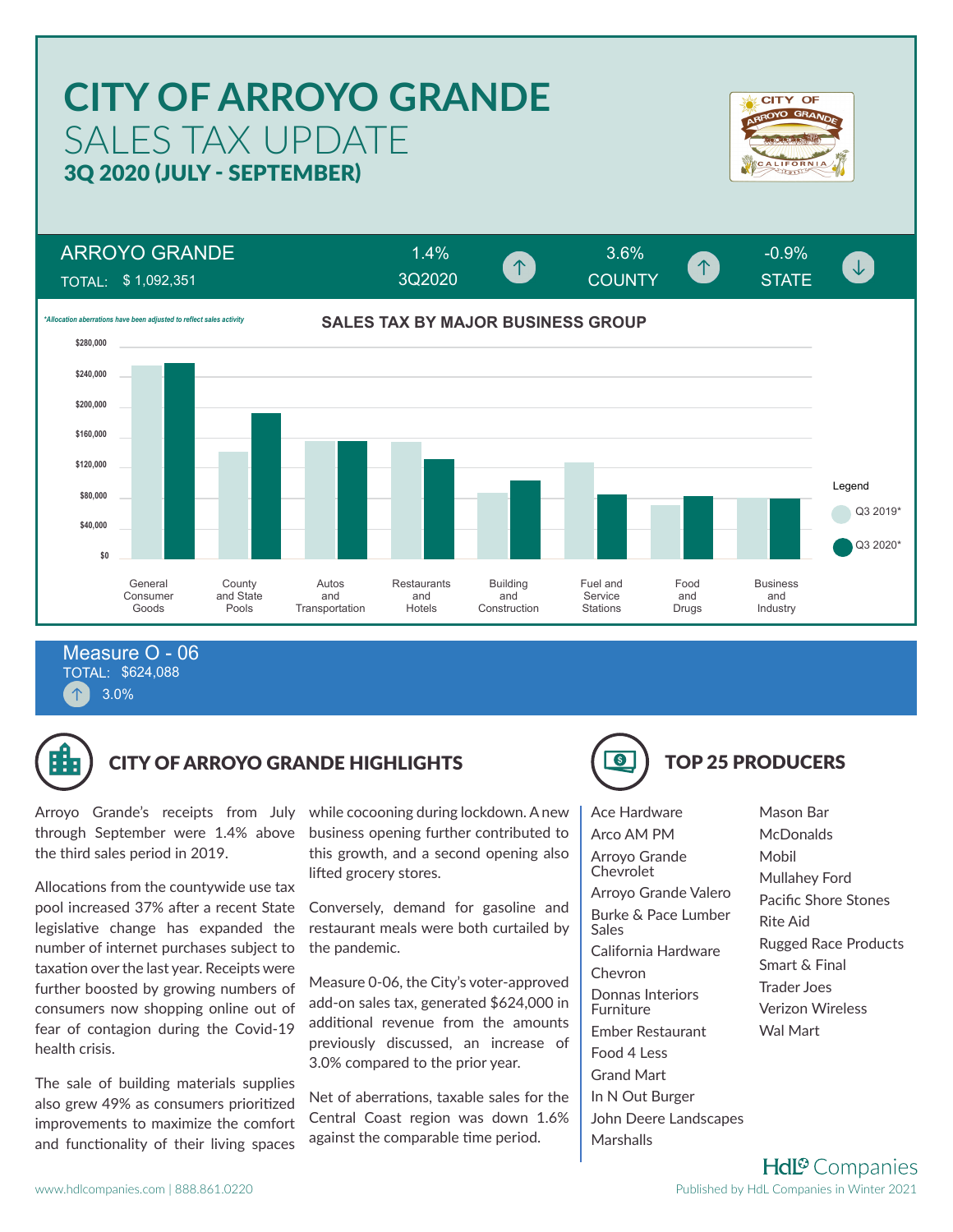# CITY OF ARROYO GRANDE
## SALES TAX UPDATE
### 3Q 2020 (JULY - SEPTEMBER)

| ARROYO GRANDE | 1.4% ↑ | 3.6% ↑ | -0.9% ↓ |
|---|---|---|---|
| TOTAL: $ 1,092,351 | 3Q2020 | COUNTY | STATE |

*\*Allocation aberrations have been adjusted to reflect sales activity*

**SALES TAX BY MAJOR BUSINESS GROUP**

Legend: Q3 2019*, Q3 2020*

Business groups: General Consumer Goods; County and State Pools; Autos and Transportation; Restaurants and Hotels; Building and Construction; Fuel and Service Stations; Food and Drugs; Business and Industry

**Measure O - 06**
TOTAL: $624,088
↑ 3.0%

## CITY OF ARROYO GRANDE HIGHLIGHTS

Arroyo Grande's receipts from July through September were 1.4% above the third sales period in 2019.

Allocations from the countywide use tax pool increased 37% after a recent State legislative change has expanded the number of internet purchases subject to taxation over the last year. Receipts were further boosted by growing numbers of consumers now shopping online out of fear of contagion during the Covid-19 health crisis.

The sale of building materials supplies also grew 49% as consumers prioritized improvements to maximize the comfort and functionality of their living spaces while cocooning during lockdown. A new business opening further contributed to this growth, and a second opening also lifted grocery stores.

Conversely, demand for gasoline and restaurant meals were both curtailed by the pandemic.

Measure 0-06, the City's voter-approved add-on sales tax, generated $624,000 in additional revenue from the amounts previously discussed, an increase of 3.0% compared to the prior year.

Net of aberrations, taxable sales for the Central Coast region was down 1.6% against the comparable time period.

## TOP 25 PRODUCERS

- Ace Hardware
- Arco AM PM
- Arroyo Grande Chevrolet
- Arroyo Grande Valero
- Burke & Pace Lumber Sales
- California Hardware
- Chevron
- Donnas Interiors Furniture
- Ember Restaurant
- Food 4 Less
- Grand Mart
- In N Out Burger
- John Deere Landscapes
- Marshalls
- Mason Bar
- McDonalds
- Mobil
- Mullahey Ford
- Pacific Shore Stones
- Rite Aid
- Rugged Race Products
- Smart & Final
- Trader Joes
- Verizon Wireless
- Wal Mart

HdL Companies
www.hdlcompanies.com | 888.861.0220
Published by HdL Companies in Winter 2021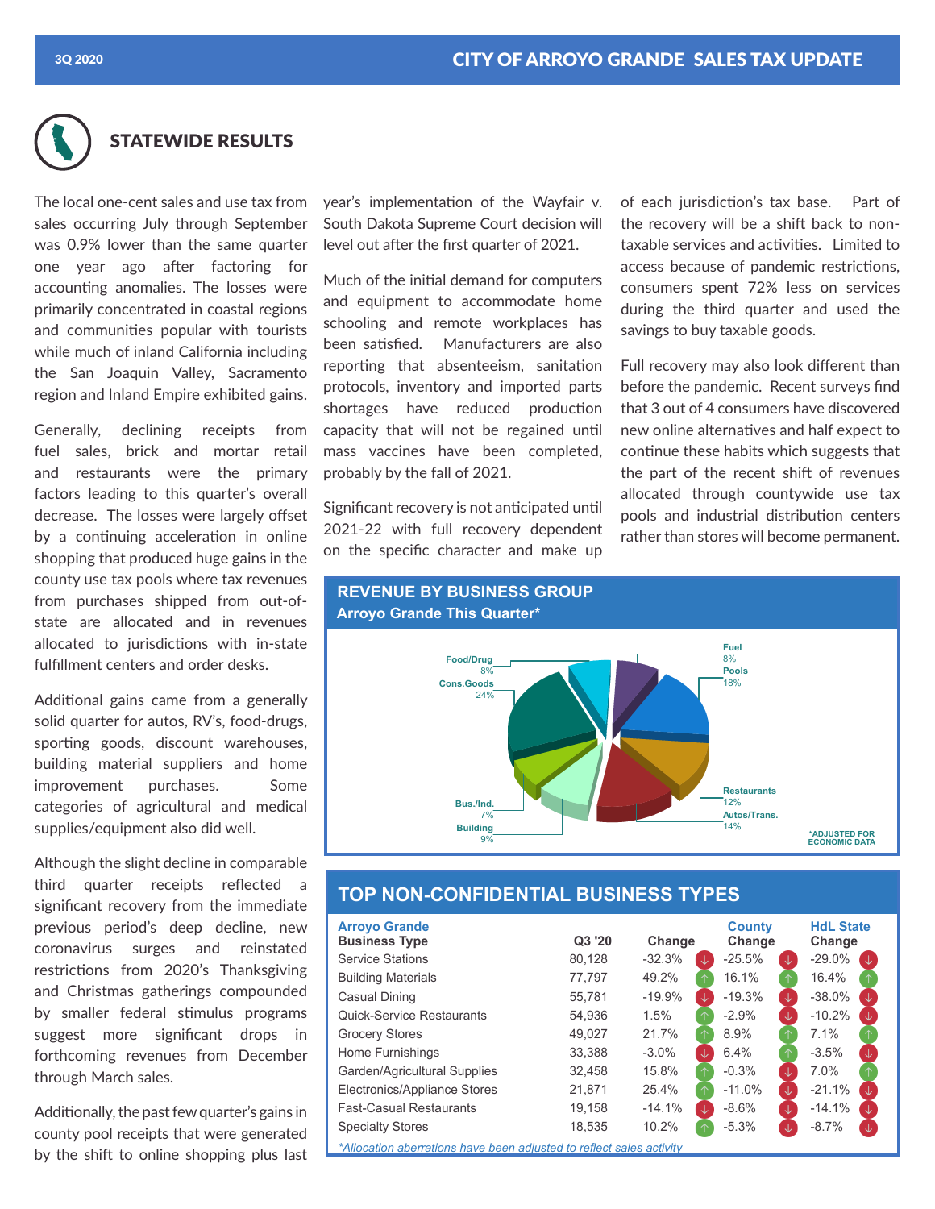## STATEWIDE RESULTS

The local one-cent sales and use tax from sales occurring July through September was 0.9% lower than the same quarter one year ago after factoring for accounting anomalies. The losses were primarily concentrated in coastal regions and communities popular with tourists while much of inland California including the San Joaquin Valley, Sacramento region and Inland Empire exhibited gains.

Generally, declining receipts from fuel sales, brick and mortar retail and restaurants were the primary factors leading to this quarter's overall decrease. The losses were largely offset by a continuing acceleration in online shopping that produced huge gains in the county use tax pools where tax revenues from purchases shipped from out-of-state are allocated and in revenues allocated to jurisdictions with in-state fulfillment centers and order desks.

Additional gains came from a generally solid quarter for autos, RV's, food-drugs, sporting goods, discount warehouses, building material suppliers and home improvement purchases. Some categories of agricultural and medical supplies/equipment also did well.

Although the slight decline in comparable third quarter receipts reflected a significant recovery from the immediate previous period's deep decline, new coronavirus surges and reinstated restrictions from 2020's Thanksgiving and Christmas gatherings compounded by smaller federal stimulus programs suggest more significant drops in forthcoming revenues from December through March sales.

Additionally, the past few quarter's gains in county pool receipts that were generated by the shift to online shopping plus last year's implementation of the Wayfair v. South Dakota Supreme Court decision will level out after the first quarter of 2021.

Much of the initial demand for computers and equipment to accommodate home schooling and remote workplaces has been satisfied. Manufacturers are also reporting that absenteeism, sanitation protocols, inventory and imported parts shortages have reduced production capacity that will not be regained until mass vaccines have been completed, probably by the fall of 2021.

Significant recovery is not anticipated until 2021-22 with full recovery dependent on the specific character and make up of each jurisdiction's tax base. Part of the recovery will be a shift back to non-taxable services and activities. Limited to access because of pandemic restrictions, consumers spent 72% less on services during the third quarter and used the savings to buy taxable goods.

Full recovery may also look different than before the pandemic. Recent surveys find that 3 out of 4 consumers have discovered new online alternatives and half expect to continue these habits which suggests that the part of the recent shift of revenues allocated through countywide use tax pools and industrial distribution centers rather than stores will become permanent.

## REVENUE BY BUSINESS GROUP

**Arroyo Grande This Quarter***

Food/Drug 8%
Cons.Goods 24%
Fuel 8%
Pools 18%
Restaurants 12%
Autos/Trans. 14%
Bus./Ind. 7%
Building 9%

*ADJUSTED FOR ECONOMIC DATA

## TOP NON-CONFIDENTIAL BUSINESS TYPES

| Arroyo Grande Business Type | Q3 '20 | Change | County Change | HdL State Change |
|---|---|---|---|---|
| Service Stations | 80,128 | -32.3% | -25.5% | -29.0% |
| Building Materials | 77,797 | 49.2% | 16.1% | 16.4% |
| Casual Dining | 55,781 | -19.9% | -19.3% | -38.0% |
| Quick-Service Restaurants | 54,936 | 1.5% | -2.9% | -10.2% |
| Grocery Stores | 49,027 | 21.7% | 8.9% | 7.1% |
| Home Furnishings | 33,388 | -3.0% | 6.4% | -3.5% |
| Garden/Agricultural Supplies | 32,458 | 15.8% | -0.3% | 7.0% |
| Electronics/Appliance Stores | 21,871 | 25.4% | -11.0% | -21.1% |
| Fast-Casual Restaurants | 19,158 | -14.1% | -8.6% | -14.1% |
| Specialty Stores | 18,535 | 10.2% | -5.3% | -8.7% |

*Allocation aberrations have been adjusted to reflect sales activity*